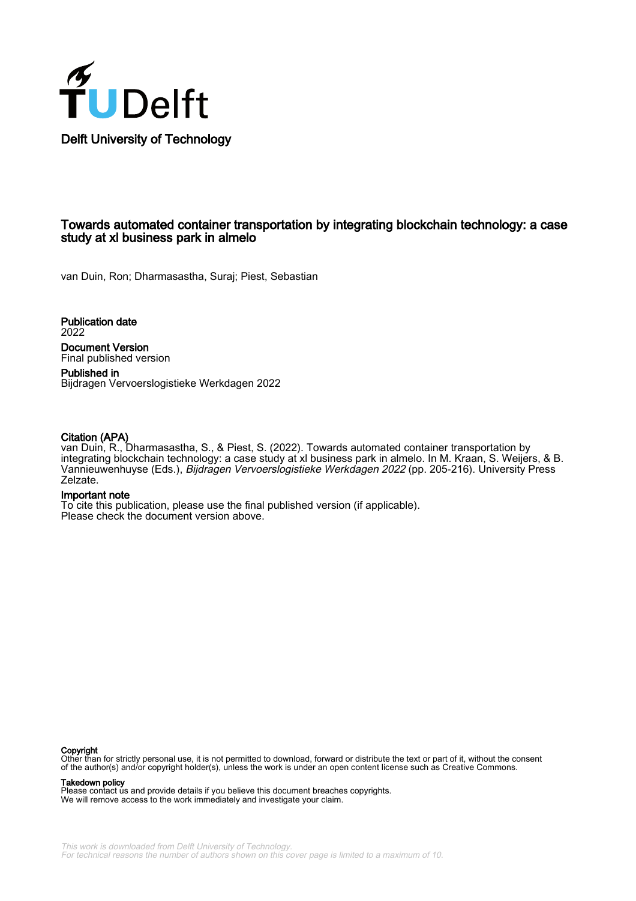Delft University of Technology

# Towards automated container transportation by integrating blockchain technology: a case study at xl business park in almelo

van Duin, Ron; Dharmasastha, Suraj; Piest, Sebastian

**Publication date**
2022

**Document Version**
Final published version

**Published in**
Bijdragen Vervoerslogistieke Werkdagen 2022

**Citation (APA)**
van Duin, R., Dharmasastha, S., & Piest, S. (2022). Towards automated container transportation by integrating blockchain technology: a case study at xl business park in almelo. In M. Kraan, S. Weijers, & B. Vannieuwenhuyse (Eds.), *Bijdragen Vervoerslogistieke Werkdagen 2022* (pp. 205-216). University Press Zelzate.

**Important note**
To cite this publication, please use the final published version (if applicable).
Please check the document version above.

**Copyright**
Other than for strictly personal use, it is not permitted to download, forward or distribute the text or part of it, without the consent of the author(s) and/or copyright holder(s), unless the work is under an open content license such as Creative Commons.

**Takedown policy**
Please contact us and provide details if you believe this document breaches copyrights.
We will remove access to the work immediately and investigate your claim.

*This work is downloaded from Delft University of Technology.*
*For technical reasons the number of authors shown on this cover page is limited to a maximum of 10.*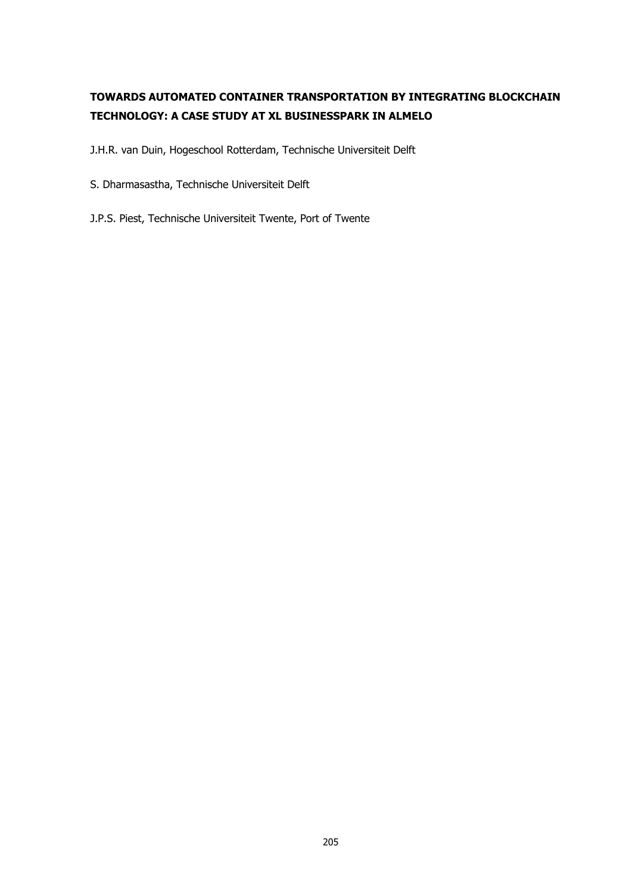# TOWARDS AUTOMATED CONTAINER TRANSPORTATION BY INTEGRATING BLOCKCHAIN TECHNOLOGY: A CASE STUDY AT XL BUSINESSPARK IN ALMELO

J.H.R. van Duin, Hogeschool Rotterdam, Technische Universiteit Delft

S. Dharmasastha, Technische Universiteit Delft

J.P.S. Piest, Technische Universiteit Twente, Port of Twente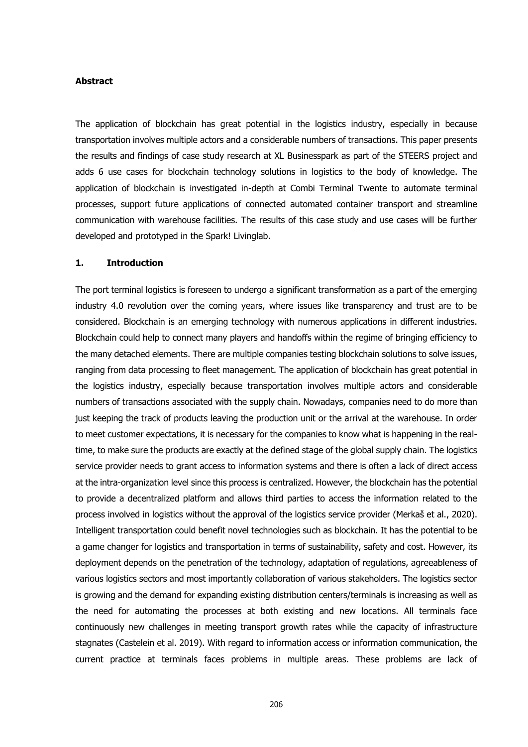**Abstract**

The application of blockchain has great potential in the logistics industry, especially in because transportation involves multiple actors and a considerable numbers of transactions. This paper presents the results and findings of case study research at XL Businesspark as part of the STEERS project and adds 6 use cases for blockchain technology solutions in logistics to the body of knowledge. The application of blockchain is investigated in-depth at Combi Terminal Twente to automate terminal processes, support future applications of connected automated container transport and streamline communication with warehouse facilities. The results of this case study and use cases will be further developed and prototyped in the Spark! Livinglab.

## 1. Introduction

The port terminal logistics is foreseen to undergo a significant transformation as a part of the emerging industry 4.0 revolution over the coming years, where issues like transparency and trust are to be considered. Blockchain is an emerging technology with numerous applications in different industries. Blockchain could help to connect many players and handoffs within the regime of bringing efficiency to the many detached elements. There are multiple companies testing blockchain solutions to solve issues, ranging from data processing to fleet management. The application of blockchain has great potential in the logistics industry, especially because transportation involves multiple actors and considerable numbers of transactions associated with the supply chain. Nowadays, companies need to do more than just keeping the track of products leaving the production unit or the arrival at the warehouse. In order to meet customer expectations, it is necessary for the companies to know what is happening in the real-time, to make sure the products are exactly at the defined stage of the global supply chain. The logistics service provider needs to grant access to information systems and there is often a lack of direct access at the intra-organization level since this process is centralized. However, the blockchain has the potential to provide a decentralized platform and allows third parties to access the information related to the process involved in logistics without the approval of the logistics service provider (Merkaš et al., 2020). Intelligent transportation could benefit novel technologies such as blockchain. It has the potential to be a game changer for logistics and transportation in terms of sustainability, safety and cost. However, its deployment depends on the penetration of the technology, adaptation of regulations, agreeableness of various logistics sectors and most importantly collaboration of various stakeholders. The logistics sector is growing and the demand for expanding existing distribution centers/terminals is increasing as well as the need for automating the processes at both existing and new locations. All terminals face continuously new challenges in meeting transport growth rates while the capacity of infrastructure stagnates (Castelein et al. 2019). With regard to information access or information communication, the current practice at terminals faces problems in multiple areas. These problems are lack of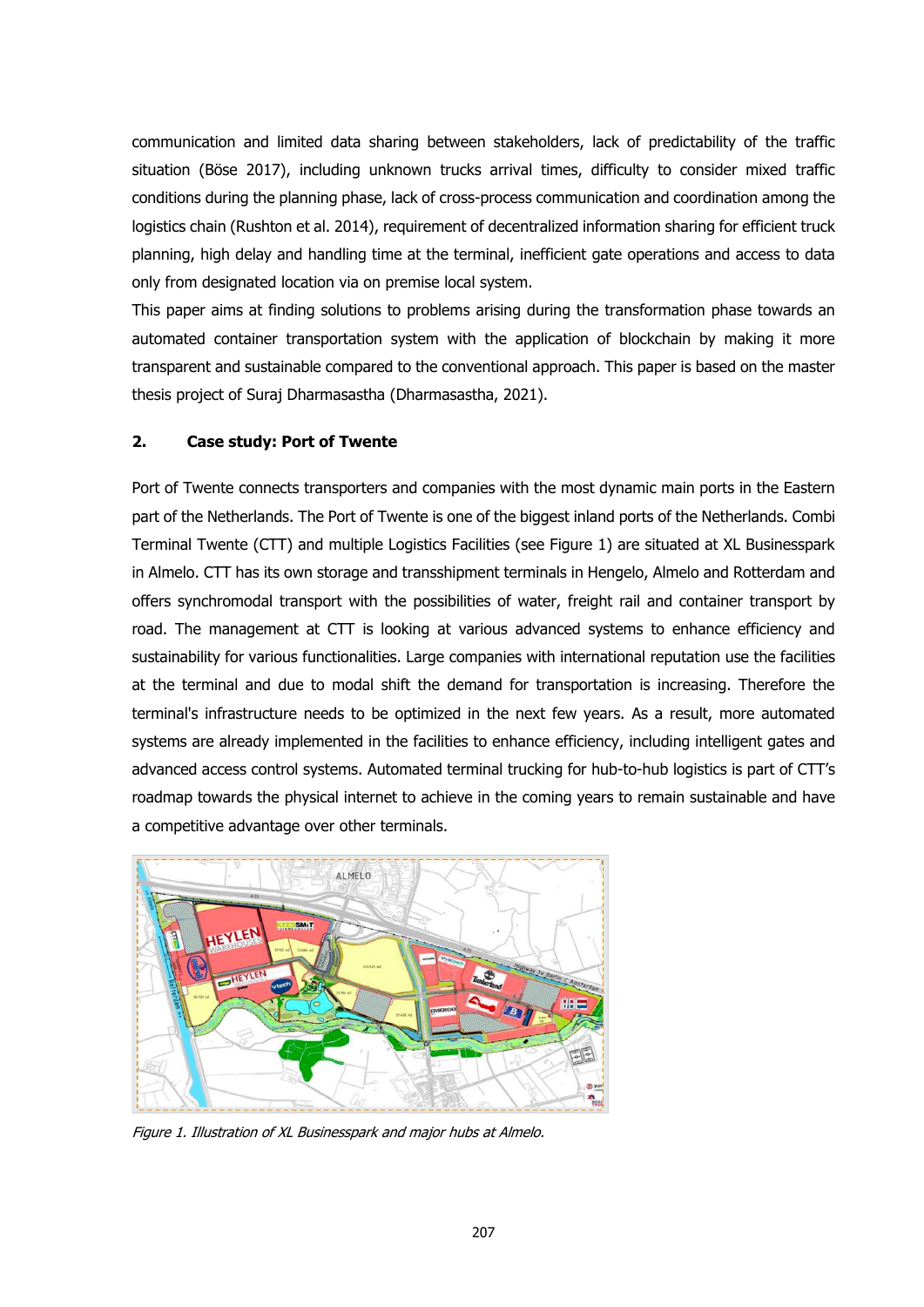communication and limited data sharing between stakeholders, lack of predictability of the traffic situation (Böse 2017), including unknown trucks arrival times, difficulty to consider mixed traffic conditions during the planning phase, lack of cross-process communication and coordination among the logistics chain (Rushton et al. 2014), requirement of decentralized information sharing for efficient truck planning, high delay and handling time at the terminal, inefficient gate operations and access to data only from designated location via on premise local system.

This paper aims at finding solutions to problems arising during the transformation phase towards an automated container transportation system with the application of blockchain by making it more transparent and sustainable compared to the conventional approach. This paper is based on the master thesis project of Suraj Dharmasastha (Dharmasastha, 2021).

## 2. Case study: Port of Twente

Port of Twente connects transporters and companies with the most dynamic main ports in the Eastern part of the Netherlands. The Port of Twente is one of the biggest inland ports of the Netherlands. Combi Terminal Twente (CTT) and multiple Logistics Facilities (see Figure 1) are situated at XL Businesspark in Almelo. CTT has its own storage and transshipment terminals in Hengelo, Almelo and Rotterdam and offers synchromodal transport with the possibilities of water, freight rail and container transport by road. The management at CTT is looking at various advanced systems to enhance efficiency and sustainability for various functionalities. Large companies with international reputation use the facilities at the terminal and due to modal shift the demand for transportation is increasing. Therefore the terminal's infrastructure needs to be optimized in the next few years. As a result, more automated systems are already implemented in the facilities to enhance efficiency, including intelligent gates and advanced access control systems. Automated terminal trucking for hub-to-hub logistics is part of CTT's roadmap towards the physical internet to achieve in the coming years to remain sustainable and have a competitive advantage over other terminals.

*Figure 1. Illustration of XL Businesspark and major hubs at Almelo.*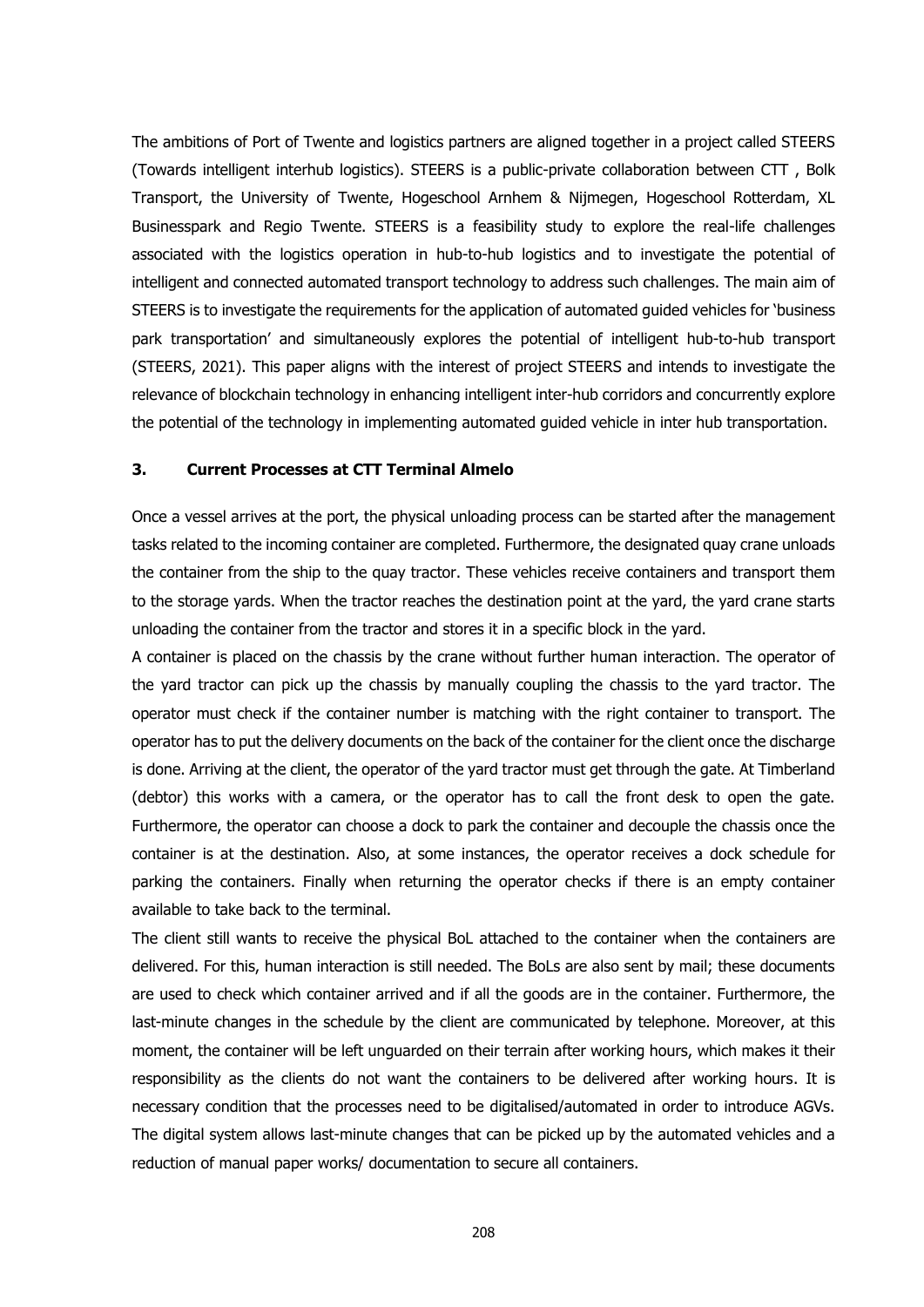The ambitions of Port of Twente and logistics partners are aligned together in a project called STEERS (Towards intelligent interhub logistics). STEERS is a public-private collaboration between CTT , Bolk Transport, the University of Twente, Hogeschool Arnhem & Nijmegen, Hogeschool Rotterdam, XL Businesspark and Regio Twente. STEERS is a feasibility study to explore the real-life challenges associated with the logistics operation in hub-to-hub logistics and to investigate the potential of intelligent and connected automated transport technology to address such challenges. The main aim of STEERS is to investigate the requirements for the application of automated guided vehicles for 'business park transportation' and simultaneously explores the potential of intelligent hub-to-hub transport (STEERS, 2021). This paper aligns with the interest of project STEERS and intends to investigate the relevance of blockchain technology in enhancing intelligent inter-hub corridors and concurrently explore the potential of the technology in implementing automated guided vehicle in inter hub transportation.

## 3. Current Processes at CTT Terminal Almelo

Once a vessel arrives at the port, the physical unloading process can be started after the management tasks related to the incoming container are completed. Furthermore, the designated quay crane unloads the container from the ship to the quay tractor. These vehicles receive containers and transport them to the storage yards. When the tractor reaches the destination point at the yard, the yard crane starts unloading the container from the tractor and stores it in a specific block in the yard.

A container is placed on the chassis by the crane without further human interaction. The operator of the yard tractor can pick up the chassis by manually coupling the chassis to the yard tractor. The operator must check if the container number is matching with the right container to transport. The operator has to put the delivery documents on the back of the container for the client once the discharge is done. Arriving at the client, the operator of the yard tractor must get through the gate. At Timberland (debtor) this works with a camera, or the operator has to call the front desk to open the gate. Furthermore, the operator can choose a dock to park the container and decouple the chassis once the container is at the destination. Also, at some instances, the operator receives a dock schedule for parking the containers. Finally when returning the operator checks if there is an empty container available to take back to the terminal.

The client still wants to receive the physical BoL attached to the container when the containers are delivered. For this, human interaction is still needed. The BoLs are also sent by mail; these documents are used to check which container arrived and if all the goods are in the container. Furthermore, the last-minute changes in the schedule by the client are communicated by telephone. Moreover, at this moment, the container will be left unguarded on their terrain after working hours, which makes it their responsibility as the clients do not want the containers to be delivered after working hours. It is necessary condition that the processes need to be digitalised/automated in order to introduce AGVs. The digital system allows last-minute changes that can be picked up by the automated vehicles and a reduction of manual paper works/ documentation to secure all containers.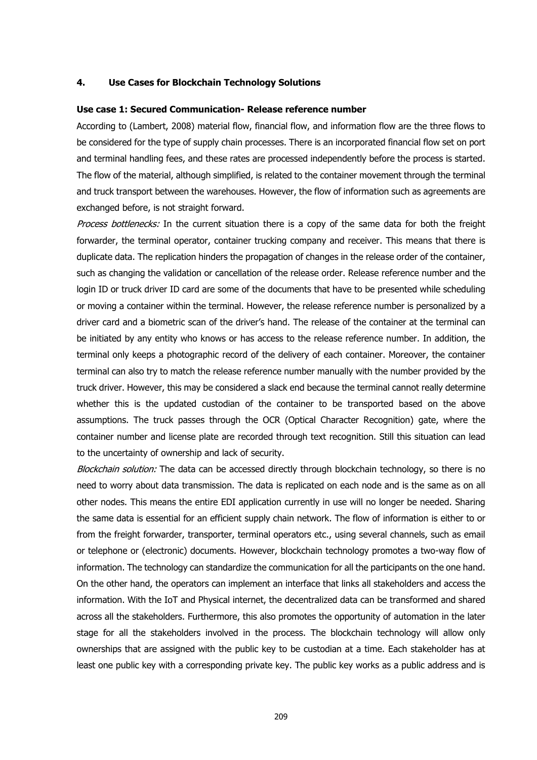## 4. Use Cases for Blockchain Technology Solutions

### Use case 1: Secured Communication- Release reference number

According to (Lambert, 2008) material flow, financial flow, and information flow are the three flows to be considered for the type of supply chain processes. There is an incorporated financial flow set on port and terminal handling fees, and these rates are processed independently before the process is started. The flow of the material, although simplified, is related to the container movement through the terminal and truck transport between the warehouses. However, the flow of information such as agreements are exchanged before, is not straight forward.

*Process bottlenecks:* In the current situation there is a copy of the same data for both the freight forwarder, the terminal operator, container trucking company and receiver. This means that there is duplicate data. The replication hinders the propagation of changes in the release order of the container, such as changing the validation or cancellation of the release order. Release reference number and the login ID or truck driver ID card are some of the documents that have to be presented while scheduling or moving a container within the terminal. However, the release reference number is personalized by a driver card and a biometric scan of the driver's hand. The release of the container at the terminal can be initiated by any entity who knows or has access to the release reference number. In addition, the terminal only keeps a photographic record of the delivery of each container. Moreover, the container terminal can also try to match the release reference number manually with the number provided by the truck driver. However, this may be considered a slack end because the terminal cannot really determine whether this is the updated custodian of the container to be transported based on the above assumptions. The truck passes through the OCR (Optical Character Recognition) gate, where the container number and license plate are recorded through text recognition. Still this situation can lead to the uncertainty of ownership and lack of security.

*Blockchain solution:* The data can be accessed directly through blockchain technology, so there is no need to worry about data transmission. The data is replicated on each node and is the same as on all other nodes. This means the entire EDI application currently in use will no longer be needed. Sharing the same data is essential for an efficient supply chain network. The flow of information is either to or from the freight forwarder, transporter, terminal operators etc., using several channels, such as email or telephone or (electronic) documents. However, blockchain technology promotes a two-way flow of information. The technology can standardize the communication for all the participants on the one hand. On the other hand, the operators can implement an interface that links all stakeholders and access the information. With the IoT and Physical internet, the decentralized data can be transformed and shared across all the stakeholders. Furthermore, this also promotes the opportunity of automation in the later stage for all the stakeholders involved in the process. The blockchain technology will allow only ownerships that are assigned with the public key to be custodian at a time. Each stakeholder has at least one public key with a corresponding private key. The public key works as a public address and is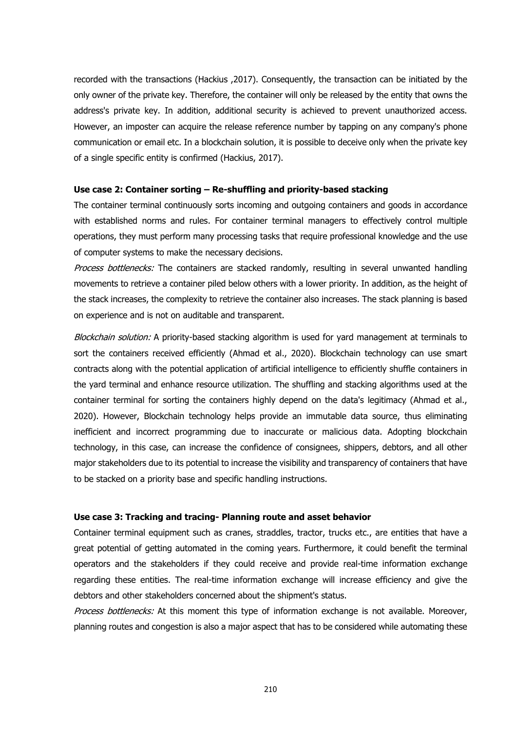recorded with the transactions (Hackius ,2017). Consequently, the transaction can be initiated by the only owner of the private key. Therefore, the container will only be released by the entity that owns the address's private key. In addition, additional security is achieved to prevent unauthorized access. However, an imposter can acquire the release reference number by tapping on any company's phone communication or email etc. In a blockchain solution, it is possible to deceive only when the private key of a single specific entity is confirmed (Hackius, 2017).

**Use case 2: Container sorting – Re-shuffling and priority-based stacking**

The container terminal continuously sorts incoming and outgoing containers and goods in accordance with established norms and rules. For container terminal managers to effectively control multiple operations, they must perform many processing tasks that require professional knowledge and the use of computer systems to make the necessary decisions.

*Process bottlenecks:* The containers are stacked randomly, resulting in several unwanted handling movements to retrieve a container piled below others with a lower priority. In addition, as the height of the stack increases, the complexity to retrieve the container also increases. The stack planning is based on experience and is not on auditable and transparent.

*Blockchain solution:* A priority-based stacking algorithm is used for yard management at terminals to sort the containers received efficiently (Ahmad et al., 2020). Blockchain technology can use smart contracts along with the potential application of artificial intelligence to efficiently shuffle containers in the yard terminal and enhance resource utilization. The shuffling and stacking algorithms used at the container terminal for sorting the containers highly depend on the data's legitimacy (Ahmad et al., 2020). However, Blockchain technology helps provide an immutable data source, thus eliminating inefficient and incorrect programming due to inaccurate or malicious data. Adopting blockchain technology, in this case, can increase the confidence of consignees, shippers, debtors, and all other major stakeholders due to its potential to increase the visibility and transparency of containers that have to be stacked on a priority base and specific handling instructions.

**Use case 3: Tracking and tracing- Planning route and asset behavior**

Container terminal equipment such as cranes, straddles, tractor, trucks etc., are entities that have a great potential of getting automated in the coming years. Furthermore, it could benefit the terminal operators and the stakeholders if they could receive and provide real-time information exchange regarding these entities. The real-time information exchange will increase efficiency and give the debtors and other stakeholders concerned about the shipment's status.

*Process bottlenecks:* At this moment this type of information exchange is not available. Moreover, planning routes and congestion is also a major aspect that has to be considered while automating these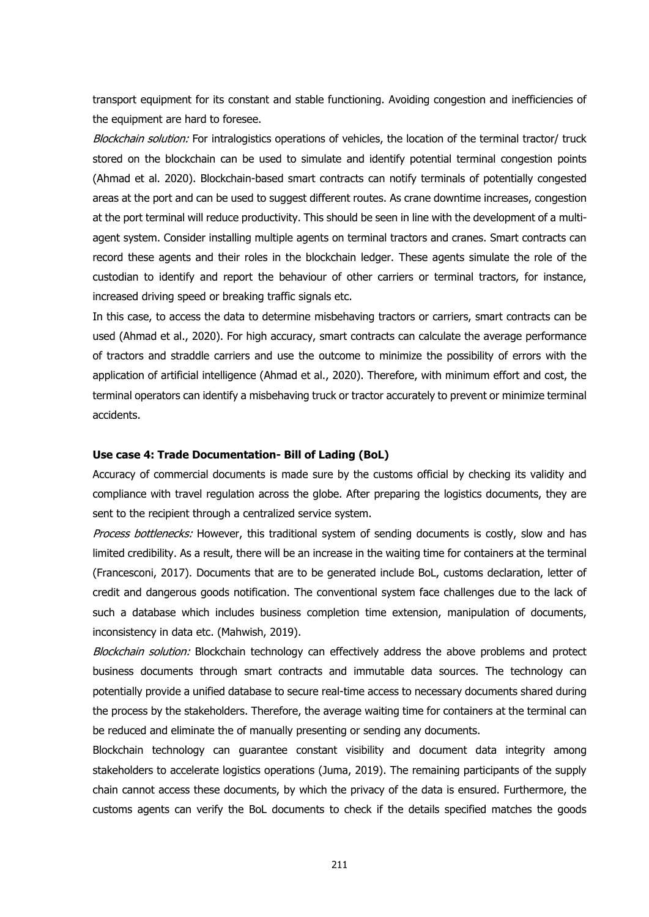transport equipment for its constant and stable functioning. Avoiding congestion and inefficiencies of the equipment are hard to foresee.

*Blockchain solution:* For intralogistics operations of vehicles, the location of the terminal tractor/ truck stored on the blockchain can be used to simulate and identify potential terminal congestion points (Ahmad et al. 2020). Blockchain-based smart contracts can notify terminals of potentially congested areas at the port and can be used to suggest different routes. As crane downtime increases, congestion at the port terminal will reduce productivity. This should be seen in line with the development of a multi-agent system. Consider installing multiple agents on terminal tractors and cranes. Smart contracts can record these agents and their roles in the blockchain ledger. These agents simulate the role of the custodian to identify and report the behaviour of other carriers or terminal tractors, for instance, increased driving speed or breaking traffic signals etc.

In this case, to access the data to determine misbehaving tractors or carriers, smart contracts can be used (Ahmad et al., 2020). For high accuracy, smart contracts can calculate the average performance of tractors and straddle carriers and use the outcome to minimize the possibility of errors with the application of artificial intelligence (Ahmad et al., 2020). Therefore, with minimum effort and cost, the terminal operators can identify a misbehaving truck or tractor accurately to prevent or minimize terminal accidents.

**Use case 4: Trade Documentation- Bill of Lading (BoL)**

Accuracy of commercial documents is made sure by the customs official by checking its validity and compliance with travel regulation across the globe. After preparing the logistics documents, they are sent to the recipient through a centralized service system.

*Process bottlenecks:* However, this traditional system of sending documents is costly, slow and has limited credibility. As a result, there will be an increase in the waiting time for containers at the terminal (Francesconi, 2017). Documents that are to be generated include BoL, customs declaration, letter of credit and dangerous goods notification. The conventional system face challenges due to the lack of such a database which includes business completion time extension, manipulation of documents, inconsistency in data etc. (Mahwish, 2019).

*Blockchain solution:* Blockchain technology can effectively address the above problems and protect business documents through smart contracts and immutable data sources. The technology can potentially provide a unified database to secure real-time access to necessary documents shared during the process by the stakeholders. Therefore, the average waiting time for containers at the terminal can be reduced and eliminate the of manually presenting or sending any documents.

Blockchain technology can guarantee constant visibility and document data integrity among stakeholders to accelerate logistics operations (Juma, 2019). The remaining participants of the supply chain cannot access these documents, by which the privacy of the data is ensured. Furthermore, the customs agents can verify the BoL documents to check if the details specified matches the goods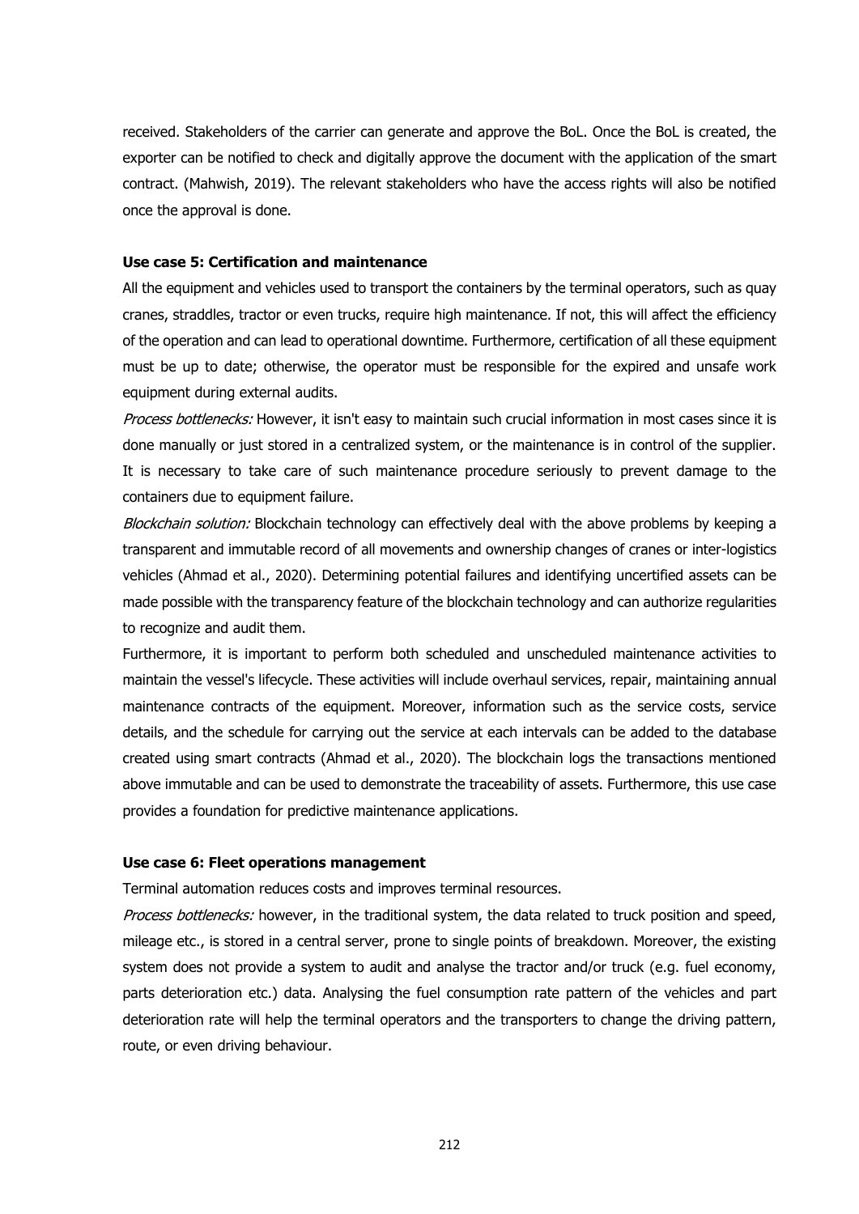received. Stakeholders of the carrier can generate and approve the BoL. Once the BoL is created, the exporter can be notified to check and digitally approve the document with the application of the smart contract. (Mahwish, 2019). The relevant stakeholders who have the access rights will also be notified once the approval is done.

**Use case 5: Certification and maintenance**

All the equipment and vehicles used to transport the containers by the terminal operators, such as quay cranes, straddles, tractor or even trucks, require high maintenance. If not, this will affect the efficiency of the operation and can lead to operational downtime. Furthermore, certification of all these equipment must be up to date; otherwise, the operator must be responsible for the expired and unsafe work equipment during external audits.

*Process bottlenecks:* However, it isn't easy to maintain such crucial information in most cases since it is done manually or just stored in a centralized system, or the maintenance is in control of the supplier. It is necessary to take care of such maintenance procedure seriously to prevent damage to the containers due to equipment failure.

*Blockchain solution:* Blockchain technology can effectively deal with the above problems by keeping a transparent and immutable record of all movements and ownership changes of cranes or inter-logistics vehicles (Ahmad et al., 2020). Determining potential failures and identifying uncertified assets can be made possible with the transparency feature of the blockchain technology and can authorize regularities to recognize and audit them.

Furthermore, it is important to perform both scheduled and unscheduled maintenance activities to maintain the vessel's lifecycle. These activities will include overhaul services, repair, maintaining annual maintenance contracts of the equipment. Moreover, information such as the service costs, service details, and the schedule for carrying out the service at each intervals can be added to the database created using smart contracts (Ahmad et al., 2020). The blockchain logs the transactions mentioned above immutable and can be used to demonstrate the traceability of assets. Furthermore, this use case provides a foundation for predictive maintenance applications.

**Use case 6: Fleet operations management**

Terminal automation reduces costs and improves terminal resources.

*Process bottlenecks:* however, in the traditional system, the data related to truck position and speed, mileage etc., is stored in a central server, prone to single points of breakdown. Moreover, the existing system does not provide a system to audit and analyse the tractor and/or truck (e.g. fuel economy, parts deterioration etc.) data. Analysing the fuel consumption rate pattern of the vehicles and part deterioration rate will help the terminal operators and the transporters to change the driving pattern, route, or even driving behaviour.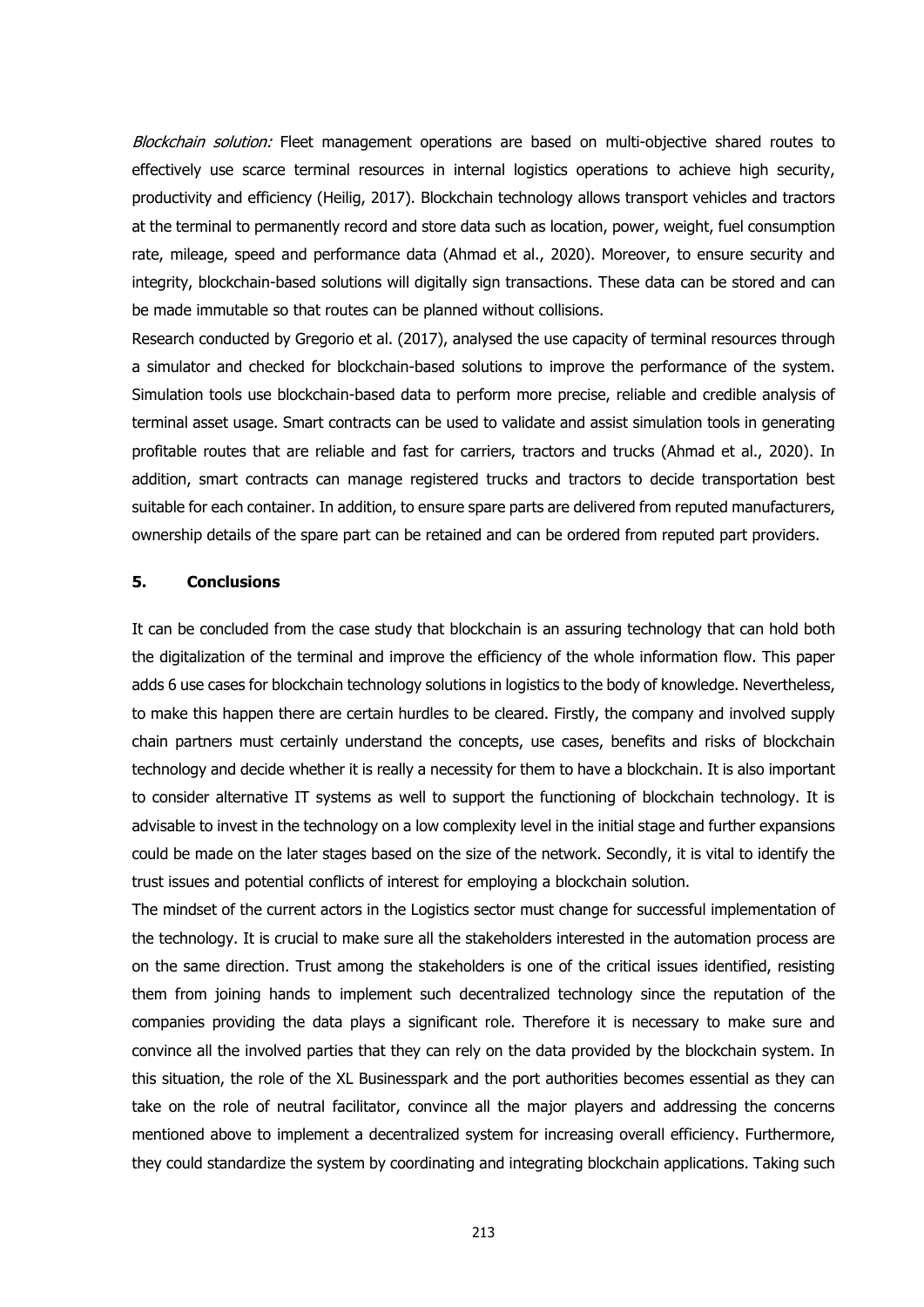*Blockchain solution:* Fleet management operations are based on multi-objective shared routes to effectively use scarce terminal resources in internal logistics operations to achieve high security, productivity and efficiency (Heilig, 2017). Blockchain technology allows transport vehicles and tractors at the terminal to permanently record and store data such as location, power, weight, fuel consumption rate, mileage, speed and performance data (Ahmad et al., 2020). Moreover, to ensure security and integrity, blockchain-based solutions will digitally sign transactions. These data can be stored and can be made immutable so that routes can be planned without collisions.

Research conducted by Gregorio et al. (2017), analysed the use capacity of terminal resources through a simulator and checked for blockchain-based solutions to improve the performance of the system. Simulation tools use blockchain-based data to perform more precise, reliable and credible analysis of terminal asset usage. Smart contracts can be used to validate and assist simulation tools in generating profitable routes that are reliable and fast for carriers, tractors and trucks (Ahmad et al., 2020). In addition, smart contracts can manage registered trucks and tractors to decide transportation best suitable for each container. In addition, to ensure spare parts are delivered from reputed manufacturers, ownership details of the spare part can be retained and can be ordered from reputed part providers.

## 5. Conclusions

It can be concluded from the case study that blockchain is an assuring technology that can hold both the digitalization of the terminal and improve the efficiency of the whole information flow. This paper adds 6 use cases for blockchain technology solutions in logistics to the body of knowledge. Nevertheless, to make this happen there are certain hurdles to be cleared. Firstly, the company and involved supply chain partners must certainly understand the concepts, use cases, benefits and risks of blockchain technology and decide whether it is really a necessity for them to have a blockchain. It is also important to consider alternative IT systems as well to support the functioning of blockchain technology. It is advisable to invest in the technology on a low complexity level in the initial stage and further expansions could be made on the later stages based on the size of the network. Secondly, it is vital to identify the trust issues and potential conflicts of interest for employing a blockchain solution.

The mindset of the current actors in the Logistics sector must change for successful implementation of the technology. It is crucial to make sure all the stakeholders interested in the automation process are on the same direction. Trust among the stakeholders is one of the critical issues identified, resisting them from joining hands to implement such decentralized technology since the reputation of the companies providing the data plays a significant role. Therefore it is necessary to make sure and convince all the involved parties that they can rely on the data provided by the blockchain system. In this situation, the role of the XL Businesspark and the port authorities becomes essential as they can take on the role of neutral facilitator, convince all the major players and addressing the concerns mentioned above to implement a decentralized system for increasing overall efficiency. Furthermore, they could standardize the system by coordinating and integrating blockchain applications. Taking such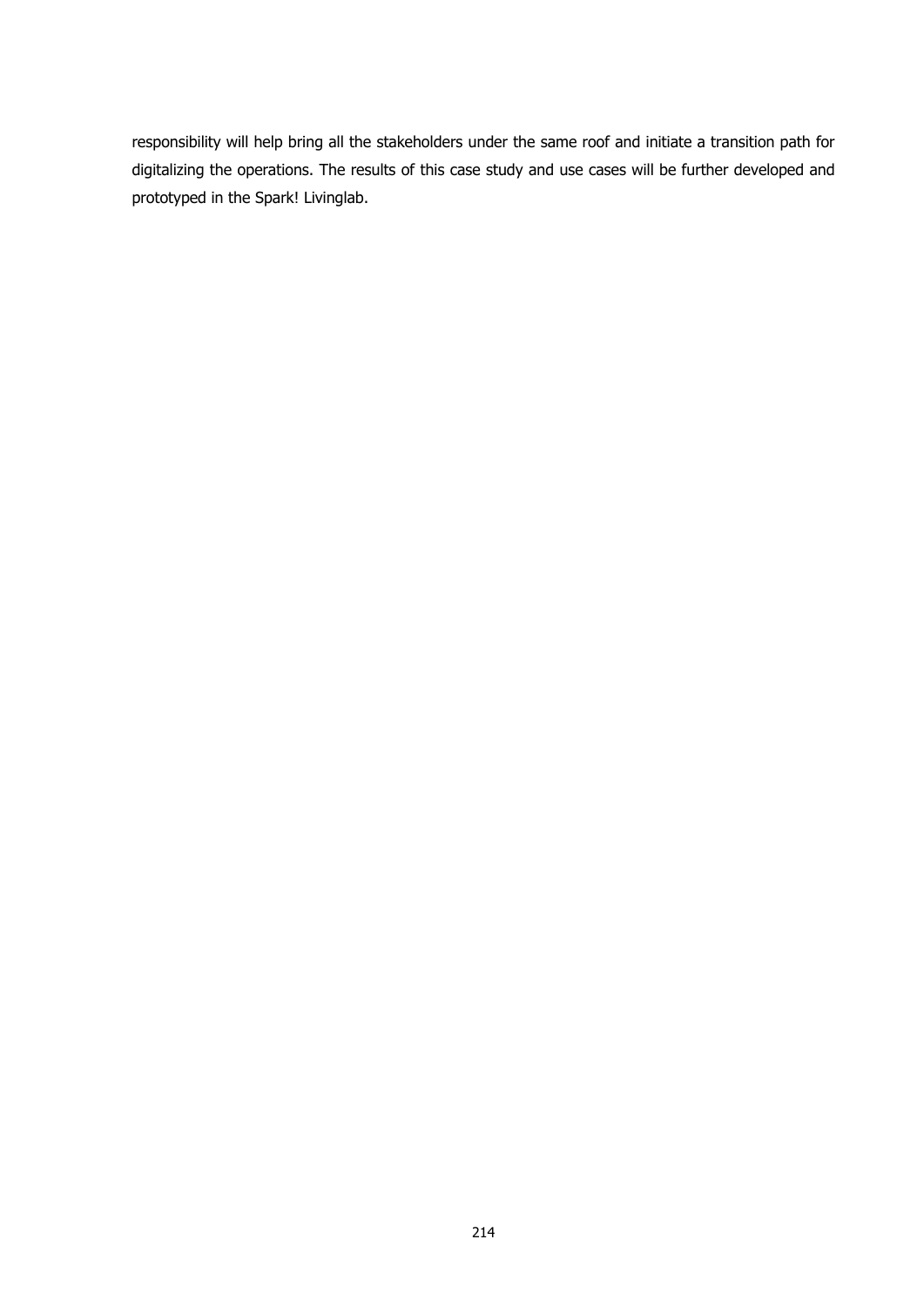responsibility will help bring all the stakeholders under the same roof and initiate a transition path for digitalizing the operations. The results of this case study and use cases will be further developed and prototyped in the Spark! Livinglab.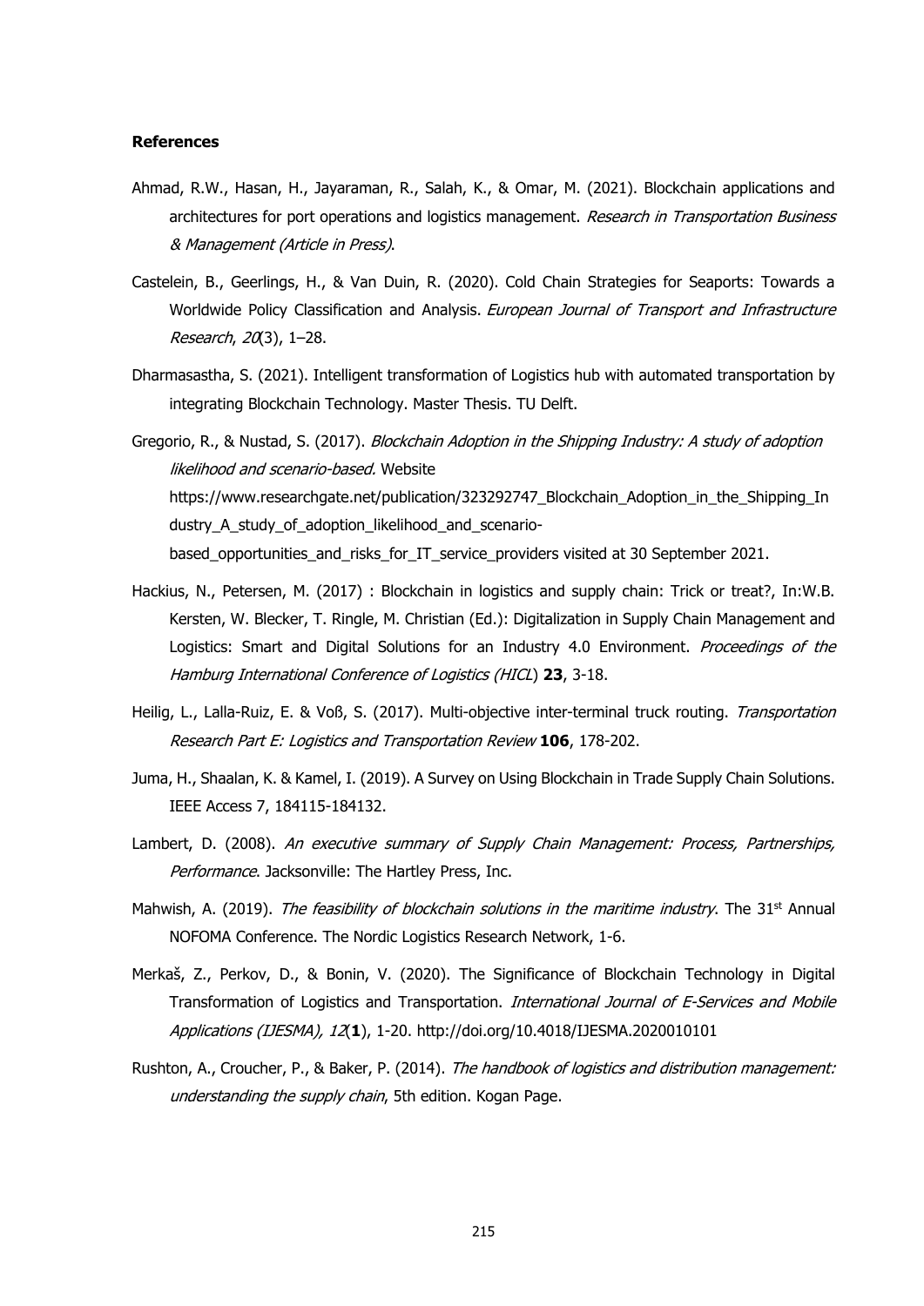**References**

Ahmad, R.W., Hasan, H., Jayaraman, R., Salah, K., & Omar, M. (2021). Blockchain applications and architectures for port operations and logistics management. *Research in Transportation Business & Management (Article in Press)*.

Castelein, B., Geerlings, H., & Van Duin, R. (2020). Cold Chain Strategies for Seaports: Towards a Worldwide Policy Classification and Analysis. *European Journal of Transport and Infrastructure Research*, *20*(3), 1–28.

Dharmasastha, S. (2021). Intelligent transformation of Logistics hub with automated transportation by integrating Blockchain Technology. Master Thesis. TU Delft.

Gregorio, R., & Nustad, S. (2017). *Blockchain Adoption in the Shipping Industry: A study of adoption likelihood and scenario-based.* Website https://www.researchgate.net/publication/323292747_Blockchain_Adoption_in_the_Shipping_Industry_A_study_of_adoption_likelihood_and_scenario-based_opportunities_and_risks_for_IT_service_providers visited at 30 September 2021.

Hackius, N., Petersen, M. (2017) : Blockchain in logistics and supply chain: Trick or treat?, In:W.B. Kersten, W. Blecker, T. Ringle, M. Christian (Ed.): Digitalization in Supply Chain Management and Logistics: Smart and Digital Solutions for an Industry 4.0 Environment. *Proceedings of the Hamburg International Conference of Logistics (HICL*) **23**, 3-18.

Heilig, L., Lalla-Ruiz, E. & Voß, S. (2017). Multi-objective inter-terminal truck routing. *Transportation Research Part E: Logistics and Transportation Review* **106**, 178-202.

Juma, H., Shaalan, K. & Kamel, I. (2019). A Survey on Using Blockchain in Trade Supply Chain Solutions. IEEE Access 7, 184115-184132.

Lambert, D. (2008). *An executive summary of Supply Chain Management: Process, Partnerships, Performance*. Jacksonville: The Hartley Press, Inc.

Mahwish, A. (2019). *The feasibility of blockchain solutions in the maritime industry*. The 31st Annual NOFOMA Conference. The Nordic Logistics Research Network, 1-6.

Merkaš, Z., Perkov, D., & Bonin, V. (2020). The Significance of Blockchain Technology in Digital Transformation of Logistics and Transportation. *International Journal of E-Services and Mobile Applications (IJESMA), 12*(**1**), 1-20. http://doi.org/10.4018/IJESMA.2020010101

Rushton, A., Croucher, P., & Baker, P. (2014). *The handbook of logistics and distribution management: understanding the supply chain*, 5th edition. Kogan Page.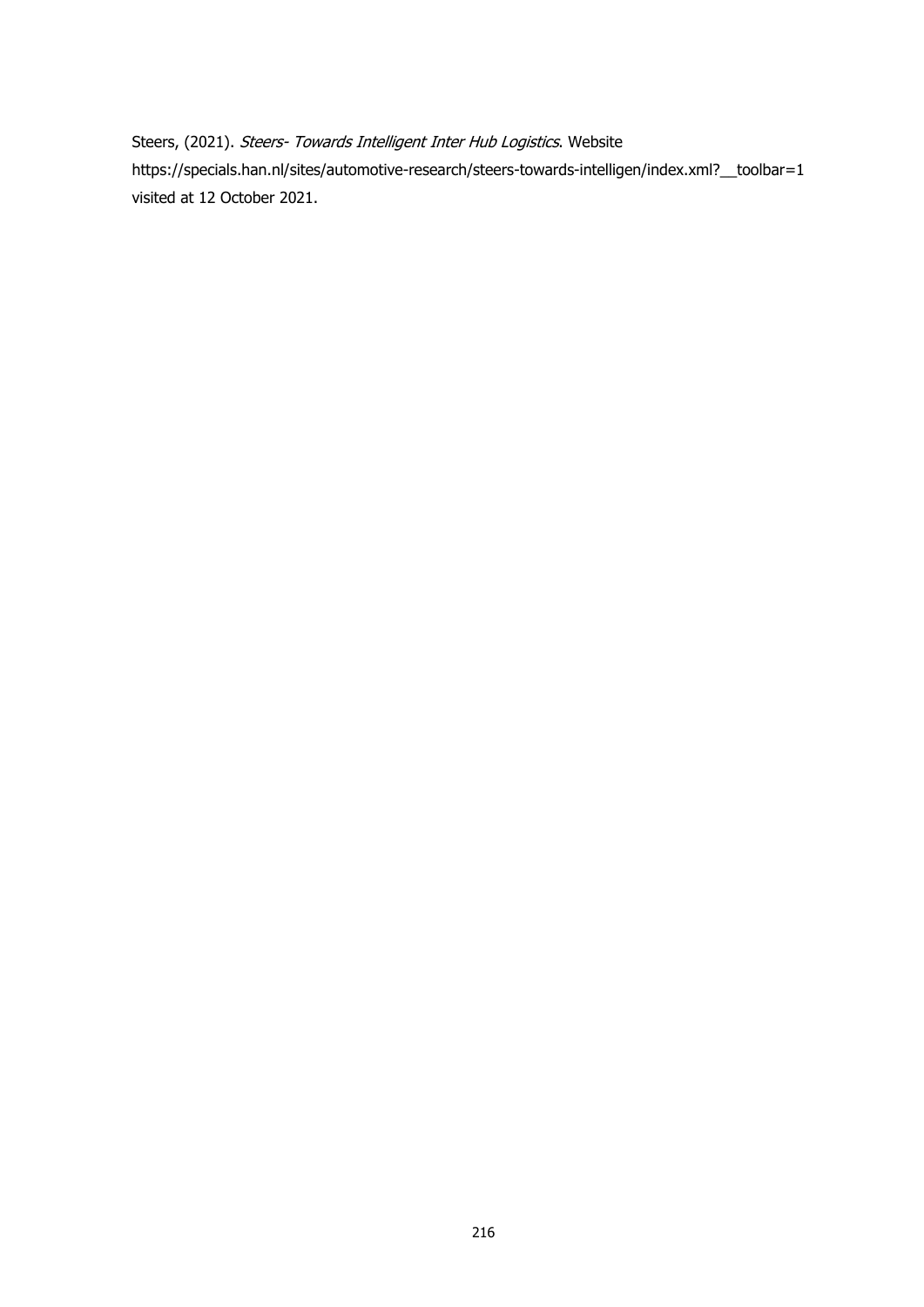Steers, (2021). *Steers- Towards Intelligent Inter Hub Logistics*. Website https://specials.han.nl/sites/automotive-research/steers-towards-intelligen/index.xml?__toolbar=1 visited at 12 October 2021.